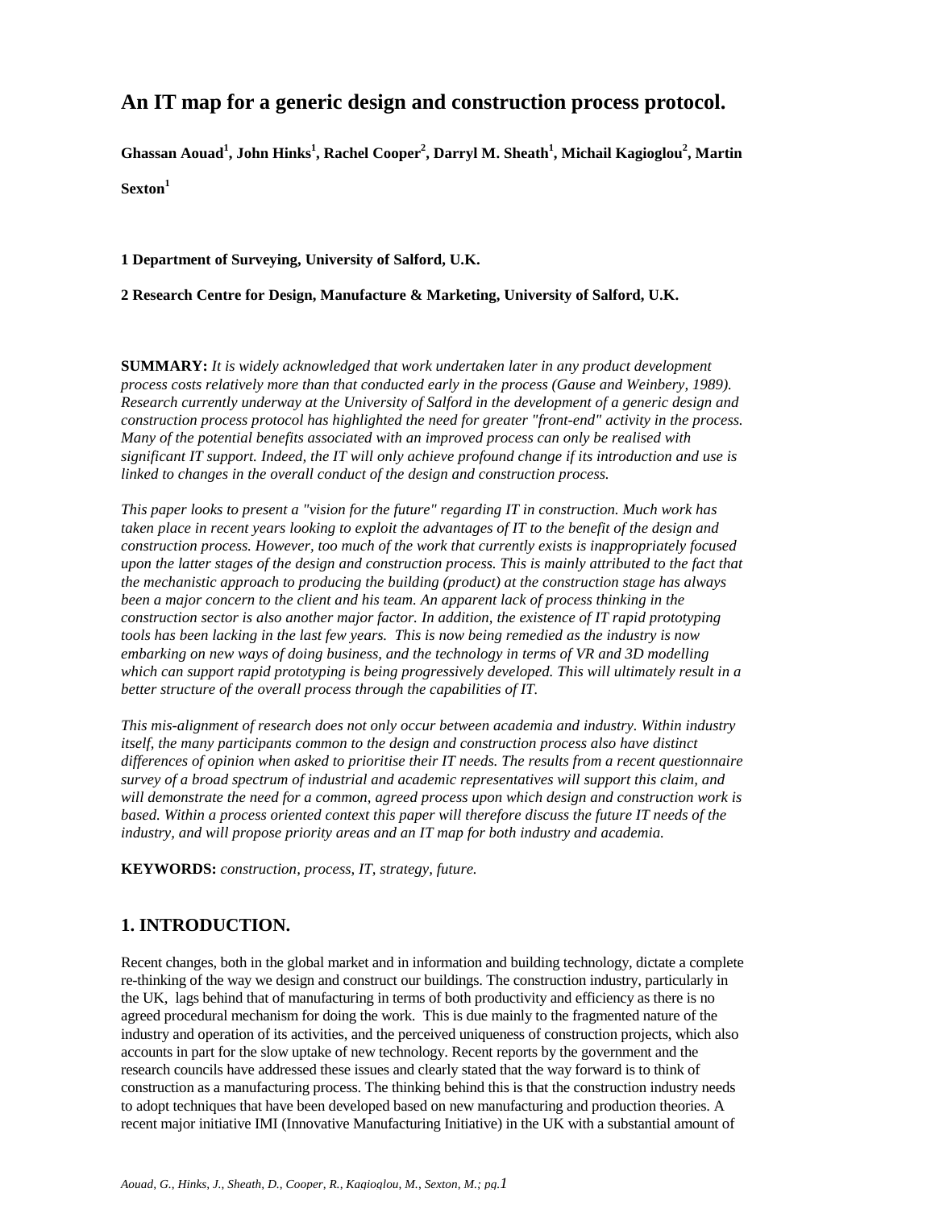# An IT map for a generic design and construction process protocol.

**Ghassan Aouad[1], John Hinks[1], Rachel Cooper[2], Darryl M. Sheath[1], Michail Kagioglou[2], Martin Sexton[1]**

**1 Department of Surveying, University of Salford, U.K.**

**2 Research Centre for Design, Manufacture & Marketing, University of Salford, U.K.**

**SUMMARY:** *It is widely acknowledged that work undertaken later in any product development process costs relatively more than that conducted early in the process (Gause and Weinbery, 1989). Research currently underway at the University of Salford in the development of a generic design and construction process protocol has highlighted the need for greater "front-end" activity in the process. Many of the potential benefits associated with an improved process can only be realised with significant IT support. Indeed, the IT will only achieve profound change if its introduction and use is linked to changes in the overall conduct of the design and construction process.*

*This paper looks to present a "vision for the future" regarding IT in construction. Much work has taken place in recent years looking to exploit the advantages of IT to the benefit of the design and construction process. However, too much of the work that currently exists is inappropriately focused upon the latter stages of the design and construction process. This is mainly attributed to the fact that the mechanistic approach to producing the building (product) at the construction stage has always been a major concern to the client and his team. An apparent lack of process thinking in the construction sector is also another major factor. In addition, the existence of IT rapid prototyping tools has been lacking in the last few years. This is now being remedied as the industry is now embarking on new ways of doing business, and the technology in terms of VR and 3D modelling which can support rapid prototyping is being progressively developed. This will ultimately result in a better structure of the overall process through the capabilities of IT.*

*This mis-alignment of research does not only occur between academia and industry. Within industry itself, the many participants common to the design and construction process also have distinct differences of opinion when asked to prioritise their IT needs. The results from a recent questionnaire survey of a broad spectrum of industrial and academic representatives will support this claim, and will demonstrate the need for a common, agreed process upon which design and construction work is based. Within a process oriented context this paper will therefore discuss the future IT needs of the industry, and will propose priority areas and an IT map for both industry and academia.*

**KEYWORDS:** *construction, process, IT, strategy, future.*

## 1. INTRODUCTION.

Recent changes, both in the global market and in information and building technology, dictate a complete re-thinking of the way we design and construct our buildings. The construction industry, particularly in the UK, lags behind that of manufacturing in terms of both productivity and efficiency as there is no agreed procedural mechanism for doing the work. This is due mainly to the fragmented nature of the industry and operation of its activities, and the perceived uniqueness of construction projects, which also accounts in part for the slow uptake of new technology. Recent reports by the government and the research councils have addressed these issues and clearly stated that the way forward is to think of construction as a manufacturing process. The thinking behind this is that the construction industry needs to adopt techniques that have been developed based on new manufacturing and production theories. A recent major initiative IMI (Innovative Manufacturing Initiative) in the UK with a substantial amount of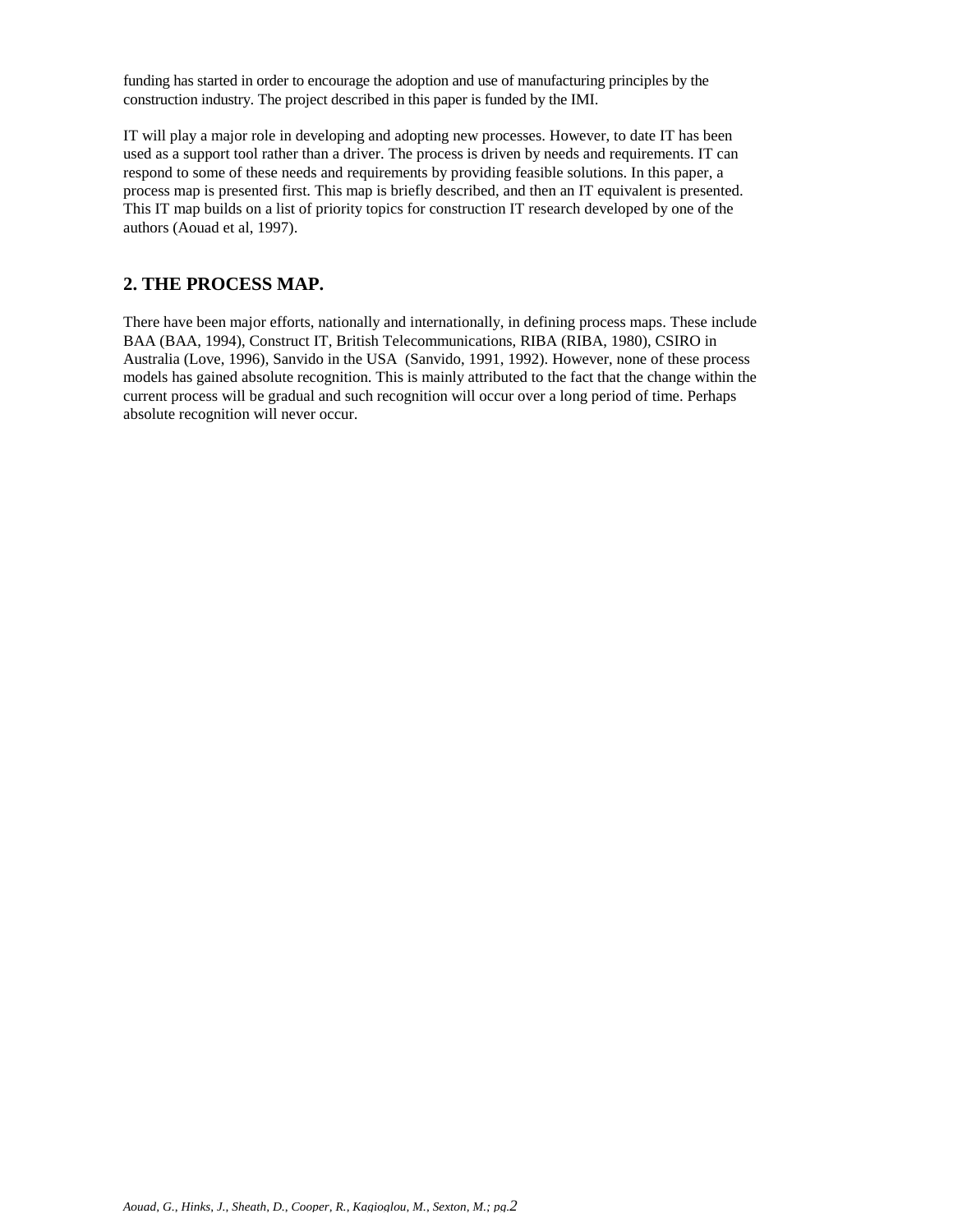funding has started in order to encourage the adoption and use of manufacturing principles by the construction industry. The project described in this paper is funded by the IMI.

IT will play a major role in developing and adopting new processes. However, to date IT has been used as a support tool rather than a driver. The process is driven by needs and requirements. IT can respond to some of these needs and requirements by providing feasible solutions. In this paper, a process map is presented first. This map is briefly described, and then an IT equivalent is presented. This IT map builds on a list of priority topics for construction IT research developed by one of the authors (Aouad et al, 1997).

## 2. THE PROCESS MAP.

There have been major efforts, nationally and internationally, in defining process maps. These include BAA (BAA, 1994), Construct IT, British Telecommunications, RIBA (RIBA, 1980), CSIRO in Australia (Love, 1996), Sanvido in the USA (Sanvido, 1991, 1992). However, none of these process models has gained absolute recognition. This is mainly attributed to the fact that the change within the current process will be gradual and such recognition will occur over a long period of time. Perhaps absolute recognition will never occur.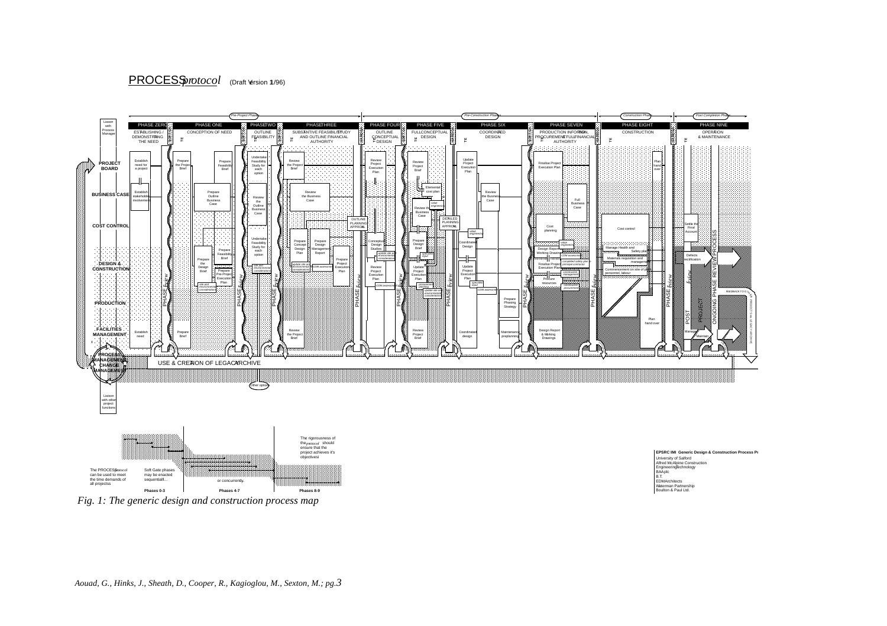PROCESS *protocol* (Draft Version 1/96)

*Fig. 1: The generic design and construction process map*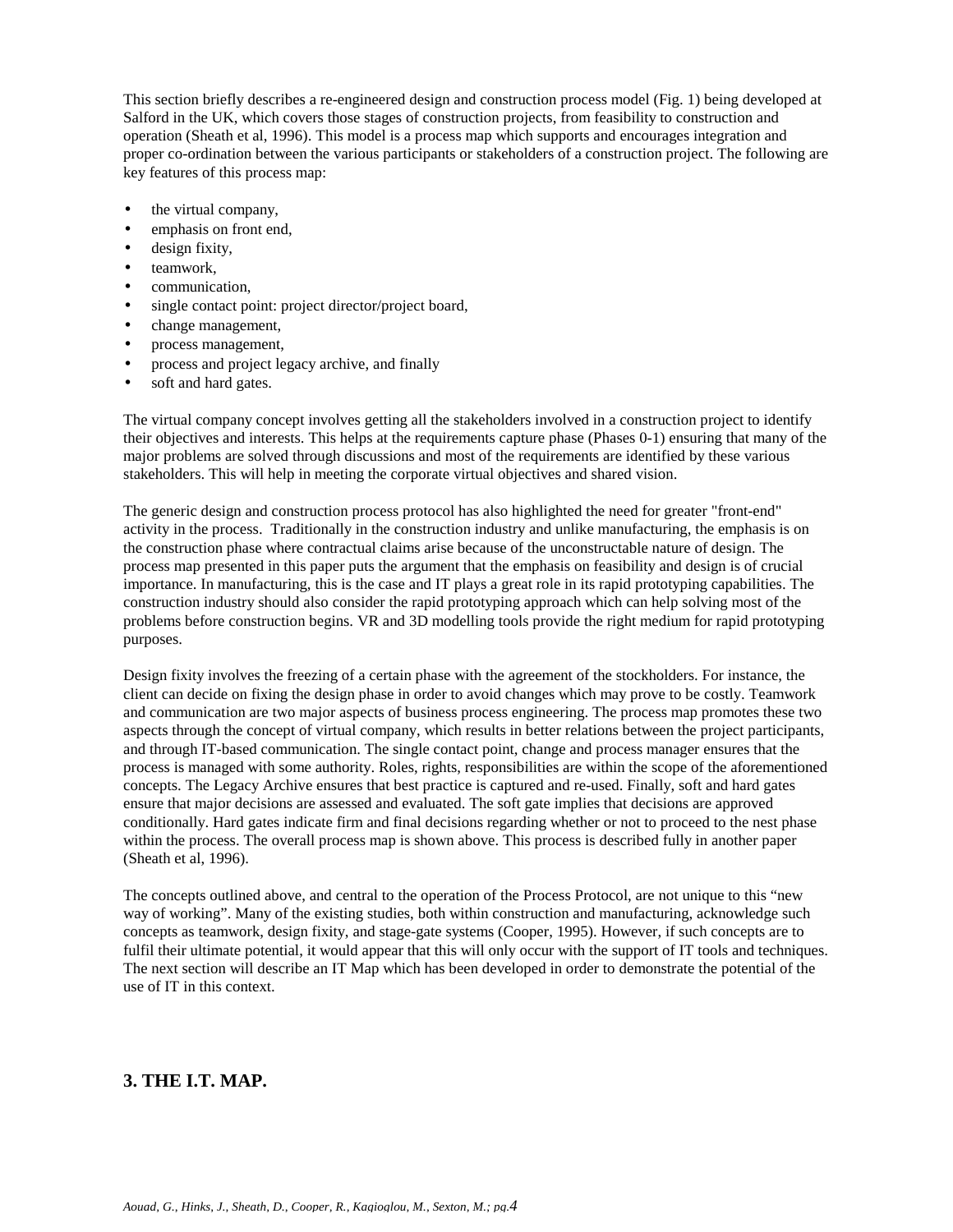This section briefly describes a re-engineered design and construction process model (Fig. 1) being developed at Salford in the UK, which covers those stages of construction projects, from feasibility to construction and operation (Sheath et al, 1996). This model is a process map which supports and encourages integration and proper co-ordination between the various participants or stakeholders of a construction project. The following are key features of this process map:

- the virtual company,
- emphasis on front end,
- design fixity,
- teamwork,
- communication,
- single contact point: project director/project board,
- change management,
- process management,
- process and project legacy archive, and finally
- soft and hard gates.

The virtual company concept involves getting all the stakeholders involved in a construction project to identify their objectives and interests. This helps at the requirements capture phase (Phases 0-1) ensuring that many of the major problems are solved through discussions and most of the requirements are identified by these various stakeholders. This will help in meeting the corporate virtual objectives and shared vision.

The generic design and construction process protocol has also highlighted the need for greater "front-end" activity in the process. Traditionally in the construction industry and unlike manufacturing, the emphasis is on the construction phase where contractual claims arise because of the unconstructable nature of design. The process map presented in this paper puts the argument that the emphasis on feasibility and design is of crucial importance. In manufacturing, this is the case and IT plays a great role in its rapid prototyping capabilities. The construction industry should also consider the rapid prototyping approach which can help solving most of the problems before construction begins. VR and 3D modelling tools provide the right medium for rapid prototyping purposes.

Design fixity involves the freezing of a certain phase with the agreement of the stockholders. For instance, the client can decide on fixing the design phase in order to avoid changes which may prove to be costly. Teamwork and communication are two major aspects of business process engineering. The process map promotes these two aspects through the concept of virtual company, which results in better relations between the project participants, and through IT-based communication. The single contact point, change and process manager ensures that the process is managed with some authority. Roles, rights, responsibilities are within the scope of the aforementioned concepts. The Legacy Archive ensures that best practice is captured and re-used. Finally, soft and hard gates ensure that major decisions are assessed and evaluated. The soft gate implies that decisions are approved conditionally. Hard gates indicate firm and final decisions regarding whether or not to proceed to the nest phase within the process. The overall process map is shown above. This process is described fully in another paper (Sheath et al, 1996).

The concepts outlined above, and central to the operation of the Process Protocol, are not unique to this "new way of working". Many of the existing studies, both within construction and manufacturing, acknowledge such concepts as teamwork, design fixity, and stage-gate systems (Cooper, 1995). However, if such concepts are to fulfil their ultimate potential, it would appear that this will only occur with the support of IT tools and techniques. The next section will describe an IT Map which has been developed in order to demonstrate the potential of the use of IT in this context.

## 3. THE I.T. MAP.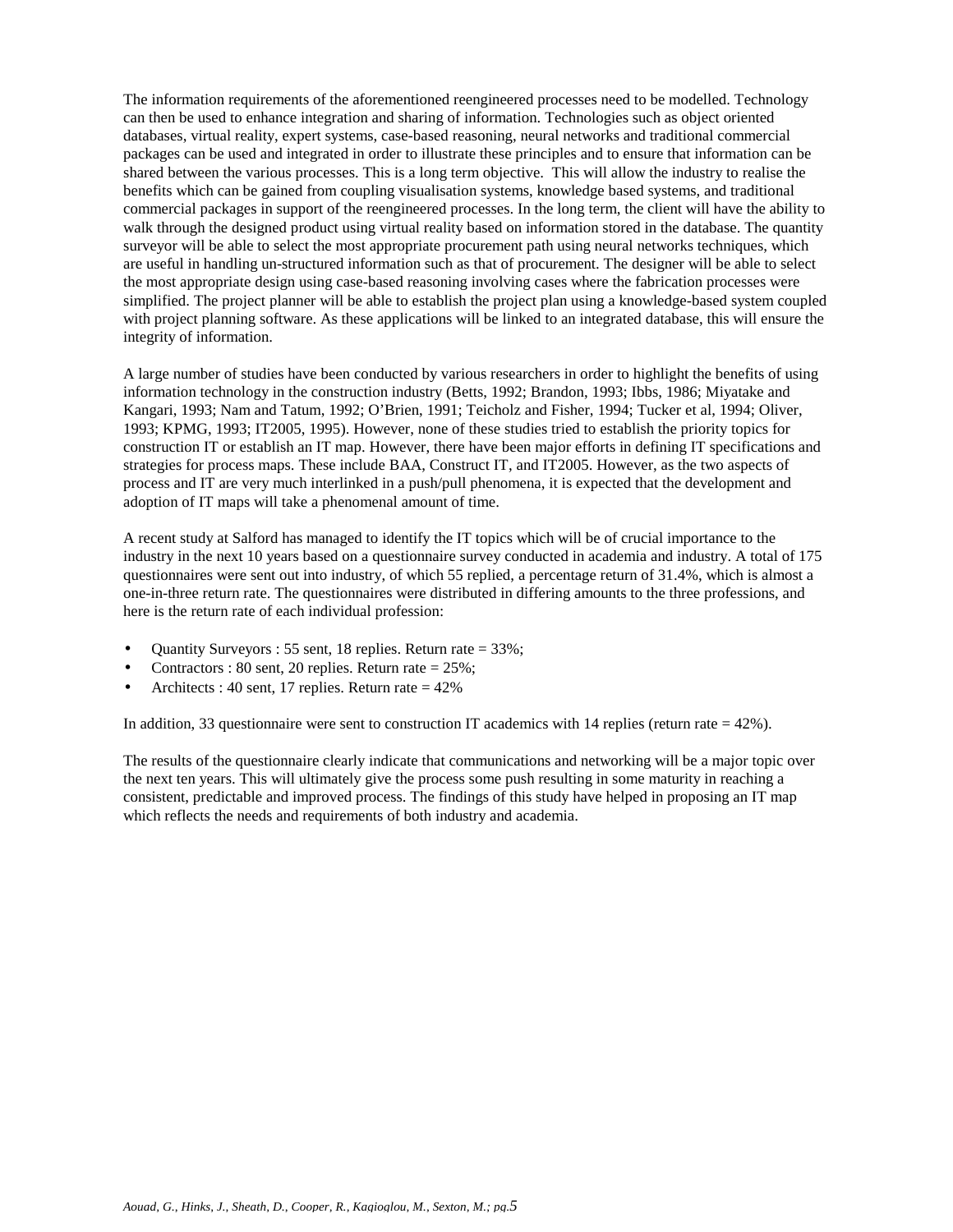The information requirements of the aforementioned reengineered processes need to be modelled. Technology can then be used to enhance integration and sharing of information. Technologies such as object oriented databases, virtual reality, expert systems, case-based reasoning, neural networks and traditional commercial packages can be used and integrated in order to illustrate these principles and to ensure that information can be shared between the various processes. This is a long term objective. This will allow the industry to realise the benefits which can be gained from coupling visualisation systems, knowledge based systems, and traditional commercial packages in support of the reengineered processes. In the long term, the client will have the ability to walk through the designed product using virtual reality based on information stored in the database. The quantity surveyor will be able to select the most appropriate procurement path using neural networks techniques, which are useful in handling un-structured information such as that of procurement. The designer will be able to select the most appropriate design using case-based reasoning involving cases where the fabrication processes were simplified. The project planner will be able to establish the project plan using a knowledge-based system coupled with project planning software. As these applications will be linked to an integrated database, this will ensure the integrity of information.

A large number of studies have been conducted by various researchers in order to highlight the benefits of using information technology in the construction industry (Betts, 1992; Brandon, 1993; Ibbs, 1986; Miyatake and Kangari, 1993; Nam and Tatum, 1992; O'Brien, 1991; Teicholz and Fisher, 1994; Tucker et al, 1994; Oliver, 1993; KPMG, 1993; IT2005, 1995). However, none of these studies tried to establish the priority topics for construction IT or establish an IT map. However, there have been major efforts in defining IT specifications and strategies for process maps. These include BAA, Construct IT, and IT2005. However, as the two aspects of process and IT are very much interlinked in a push/pull phenomena, it is expected that the development and adoption of IT maps will take a phenomenal amount of time.

A recent study at Salford has managed to identify the IT topics which will be of crucial importance to the industry in the next 10 years based on a questionnaire survey conducted in academia and industry. A total of 175 questionnaires were sent out into industry, of which 55 replied, a percentage return of 31.4%, which is almost a one-in-three return rate. The questionnaires were distributed in differing amounts to the three professions, and here is the return rate of each individual profession:

- Quantity Surveyors : 55 sent, 18 replies. Return rate = 33%;
- Contractors : 80 sent, 20 replies. Return rate = 25%;
- Architects : 40 sent, 17 replies. Return rate = 42%

In addition, 33 questionnaire were sent to construction IT academics with 14 replies (return rate = 42%).

The results of the questionnaire clearly indicate that communications and networking will be a major topic over the next ten years. This will ultimately give the process some push resulting in some maturity in reaching a consistent, predictable and improved process. The findings of this study have helped in proposing an IT map which reflects the needs and requirements of both industry and academia.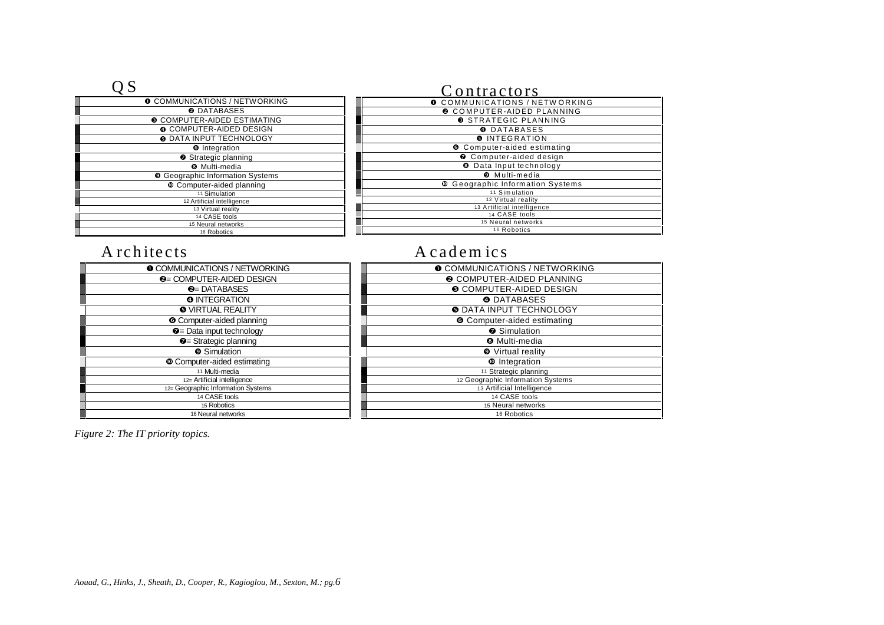## QS

| QS |
|---|
| ❶ COMMUNICATIONS / NETWORKING |
| ❷ DATABASES |
| ❸ COMPUTER-AIDED ESTIMATING |
| ❹ COMPUTER-AIDED DESIGN |
| ❺ DATA INPUT TECHNOLOGY |
| ❻ Integration |
| ❼ Strategic planning |
| ❽ Multi-media |
| ❾ Geographic Information Systems |
| ❿ Computer-aided planning |
| 11 Simulation |
| 12 Artificial intelligence |
| 13 Virtual reality |
| 14 CASE tools |
| 15 Neural networks |
| 16 Robotics |

## Contractors

| Contractors |
|---|
| ❶ COMMUNICATIONS / NETWORKING |
| ❷ COMPUTER-AIDED PLANNING |
| ❸ STRATEGIC PLANNING |
| ❹ DATABASES |
| ❺ INTEGRATION |
| ❻ Computer-aided estimating |
| ❼ Computer-aided design |
| ❽ Data Input technology |
| ❾ Multi-media |
| ❿ Geographic Information Systems |
| 11 Simulation |
| 12 Virtual reality |
| 13 Artificial intelligence |
| 14 CASE tools |
| 15 Neural networks |
| 16 Robotics |

## Architects

| Architects |
|---|
| ❶ COMMUNICATIONS / NETWORKING |
| ❷= COMPUTER-AIDED DESIGN |
| ❷= DATABASES |
| ❹ INTEGRATION |
| ❺ VIRTUAL REALITY |
| ❻ Computer-aided planning |
| ❼= Data input technology |
| ❼= Strategic planning |
| ❾ Simulation |
| ❿ Computer-aided estimating |
| 11 Multi-media |
| 12= Artificial intelligence |
| 12= Geographic Information Systems |
| 14 CASE tools |
| 15 Robotics |
| 16 Neural networks |

## Academics

| Academics |
|---|
| ❶ COMMUNICATIONS / NETWORKING |
| ❷ COMPUTER-AIDED PLANNING |
| ❸ COMPUTER-AIDED DESIGN |
| ❹ DATABASES |
| ❺ DATA INPUT TECHNOLOGY |
| ❻ Computer-aided estimating |
| ❼ Simulation |
| ❽ Multi-media |
| ❾ Virtual reality |
| ❿ Integration |
| 11 Strategic planning |
| 12 Geographic Information Systems |
| 13 Artificial Intelligence |
| 14 CASE tools |
| 15 Neural networks |
| 16 Robotics |

*Figure 2: The IT priority topics.*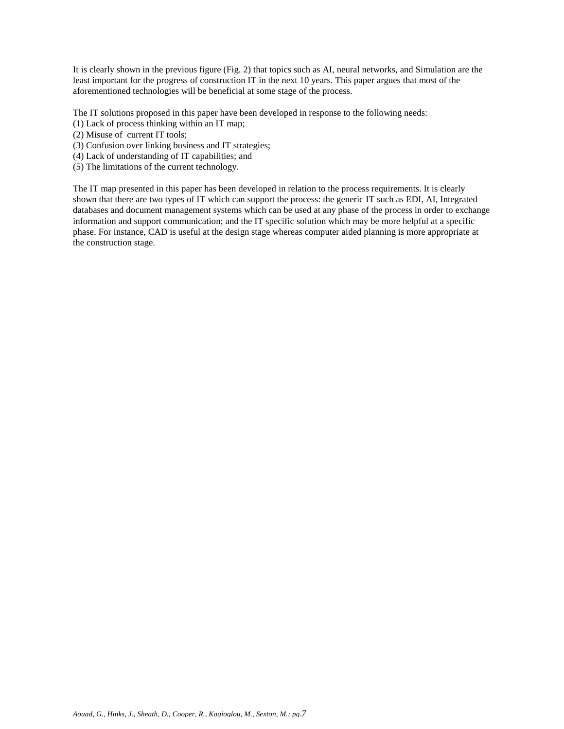It is clearly shown in the previous figure (Fig. 2) that topics such as AI, neural networks, and Simulation are the least important for the progress of construction IT in the next 10 years. This paper argues that most of the aforementioned technologies will be beneficial at some stage of the process.

The IT solutions proposed in this paper have been developed in response to the following needs:
(1) Lack of process thinking within an IT map;
(2) Misuse of current IT tools;
(3) Confusion over linking business and IT strategies;
(4) Lack of understanding of IT capabilities; and
(5) The limitations of the current technology.

The IT map presented in this paper has been developed in relation to the process requirements. It is clearly shown that there are two types of IT which can support the process: the generic IT such as EDI, AI, Integrated databases and document management systems which can be used at any phase of the process in order to exchange information and support communication; and the IT specific solution which may be more helpful at a specific phase. For instance, CAD is useful at the design stage whereas computer aided planning is more appropriate at the construction stage.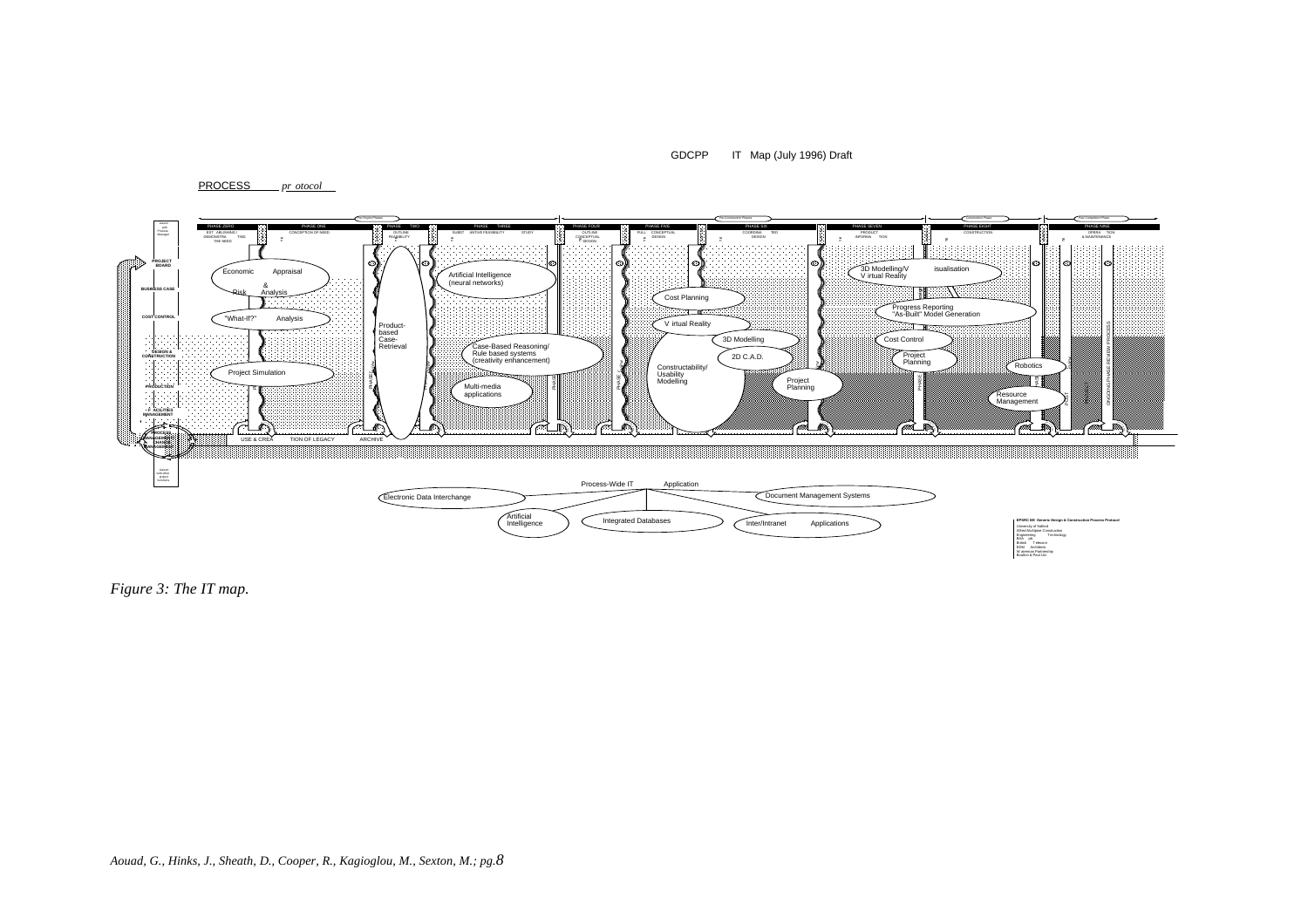GDCPP IT Map (July 1996) Draft

PROCESS *protocol*

| | PHASE ZERO ESTABLISHING THE NEED | PHASE ONE CONCEPTION OF NEED | PHASE TWO OUTLINE FEASIBILITY | PHASE THREE SUBSTANTIVE FEASIBILITY STUDY | PHASE FOUR OUTLINE CONCEPTUAL DESIGN | PHASE FIVE FULL CONCEPTUAL DESIGN | PHASE SIX COORDINATED DESIGN | PHASE SEVEN PRODUCTION INFORMATION | PHASE EIGHT CONSTRUCTION | PHASE NINE OPERATION & MAINTENANCE |
|---|---|---|---|---|---|---|---|---|---|---|
| PROJECT BOARD | | Economic Appraisal & Risk Analysis | Product-based Case-Retrieval | Artificial Intelligence (neural networks) | | Cost Planning | | 3D Modelling/Visualisation | | |
| BUSINESS CASE | | | | | | | | Progress Reporting "As-Built" Model Generation | | |
| COST CONTROL | | "What-If?" Analysis | | | | Virtual Reality | | Cost Control | | |
| DESIGN & CONSTRUCTION | | | | Case-Based Reasoning/ Rule based systems (creativity enhancement) | | 3D Modelling; 2D C.A.D. | | Project Planning | Robotics | |
| PRODUCTION | | Project Simulation | | Multi-media applications | | Constructability/ Usability Modelling | Project Planning | | Resource Management | |
| F. M./ LEGACY MANAGEMENT | | | | | | | | | | |
| PROCESS MANAGEMENT / CHANGE MANAGEMENT | | USE & CREATION OF LEGACY | ARCHIVE | | | | | | | |

Process-Wide IT Application

- Electronic Data Interchange
- Artificial Intelligence
- Integrated Databases
- Document Management Systems
- Inter/Intranet Applications

EPSRC IMI Generic Design & Construction Process Protocol
University of Salford
Alfred McAlpine Construction
Engineering Technology
BAA plc
British Telecom
BDM Architects
Stanhope Partnership
Boulton & Paul Ltd

*Figure 3: The IT map.*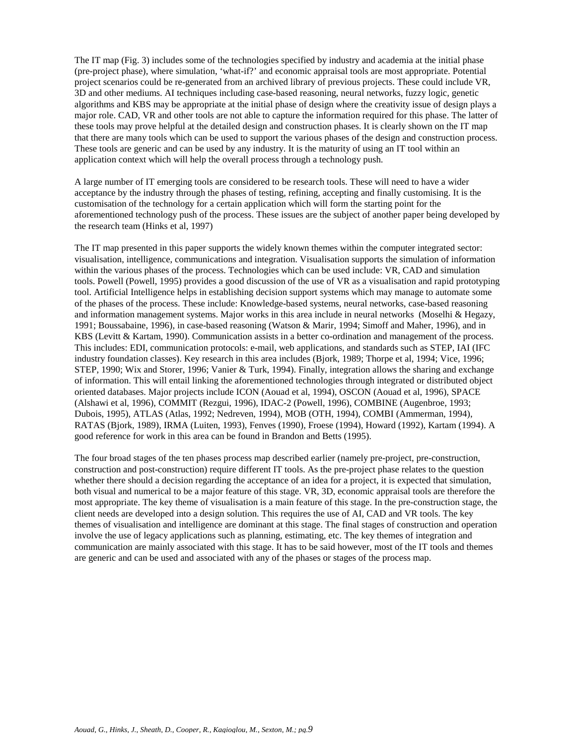The IT map (Fig. 3) includes some of the technologies specified by industry and academia at the initial phase (pre-project phase), where simulation, 'what-if?' and economic appraisal tools are most appropriate. Potential project scenarios could be re-generated from an archived library of previous projects. These could include VR, 3D and other mediums. AI techniques including case-based reasoning, neural networks, fuzzy logic, genetic algorithms and KBS may be appropriate at the initial phase of design where the creativity issue of design plays a major role. CAD, VR and other tools are not able to capture the information required for this phase. The latter of these tools may prove helpful at the detailed design and construction phases. It is clearly shown on the IT map that there are many tools which can be used to support the various phases of the design and construction process. These tools are generic and can be used by any industry. It is the maturity of using an IT tool within an application context which will help the overall process through a technology push.

A large number of IT emerging tools are considered to be research tools. These will need to have a wider acceptance by the industry through the phases of testing, refining, accepting and finally customising. It is the customisation of the technology for a certain application which will form the starting point for the aforementioned technology push of the process. These issues are the subject of another paper being developed by the research team (Hinks et al, 1997)

The IT map presented in this paper supports the widely known themes within the computer integrated sector: visualisation, intelligence, communications and integration. Visualisation supports the simulation of information within the various phases of the process. Technologies which can be used include: VR, CAD and simulation tools. Powell (Powell, 1995) provides a good discussion of the use of VR as a visualisation and rapid prototyping tool. Artificial Intelligence helps in establishing decision support systems which may manage to automate some of the phases of the process. These include: Knowledge-based systems, neural networks, case-based reasoning and information management systems. Major works in this area include in neural networks (Moselhi & Hegazy, 1991; Boussabaine, 1996), in case-based reasoning (Watson & Marir, 1994; Simoff and Maher, 1996), and in KBS (Levitt & Kartam, 1990). Communication assists in a better co-ordination and management of the process. This includes: EDI, communication protocols: e-mail, web applications, and standards such as STEP, IAI (IFC industry foundation classes). Key research in this area includes (Bjork, 1989; Thorpe et al, 1994; Vice, 1996; STEP, 1990; Wix and Storer, 1996; Vanier & Turk, 1994). Finally, integration allows the sharing and exchange of information. This will entail linking the aforementioned technologies through integrated or distributed object oriented databases. Major projects include ICON (Aouad et al, 1994), OSCON (Aouad et al, 1996), SPACE (Alshawi et al, 1996), COMMIT (Rezgui, 1996), IDAC-2 (Powell, 1996), COMBINE (Augenbroe, 1993; Dubois, 1995), ATLAS (Atlas, 1992; Nedreven, 1994), MOB (OTH, 1994), COMBI (Ammerman, 1994), RATAS (Bjork, 1989), IRMA (Luiten, 1993), Fenves (1990), Froese (1994), Howard (1992), Kartam (1994). A good reference for work in this area can be found in Brandon and Betts (1995).

The four broad stages of the ten phases process map described earlier (namely pre-project, pre-construction, construction and post-construction) require different IT tools. As the pre-project phase relates to the question whether there should a decision regarding the acceptance of an idea for a project, it is expected that simulation, both visual and numerical to be a major feature of this stage. VR, 3D, economic appraisal tools are therefore the most appropriate. The key theme of visualisation is a main feature of this stage. In the pre-construction stage, the client needs are developed into a design solution. This requires the use of AI, CAD and VR tools. The key themes of visualisation and intelligence are dominant at this stage. The final stages of construction and operation involve the use of legacy applications such as planning, estimating, etc. The key themes of integration and communication are mainly associated with this stage. It has to be said however, most of the IT tools and themes are generic and can be used and associated with any of the phases or stages of the process map.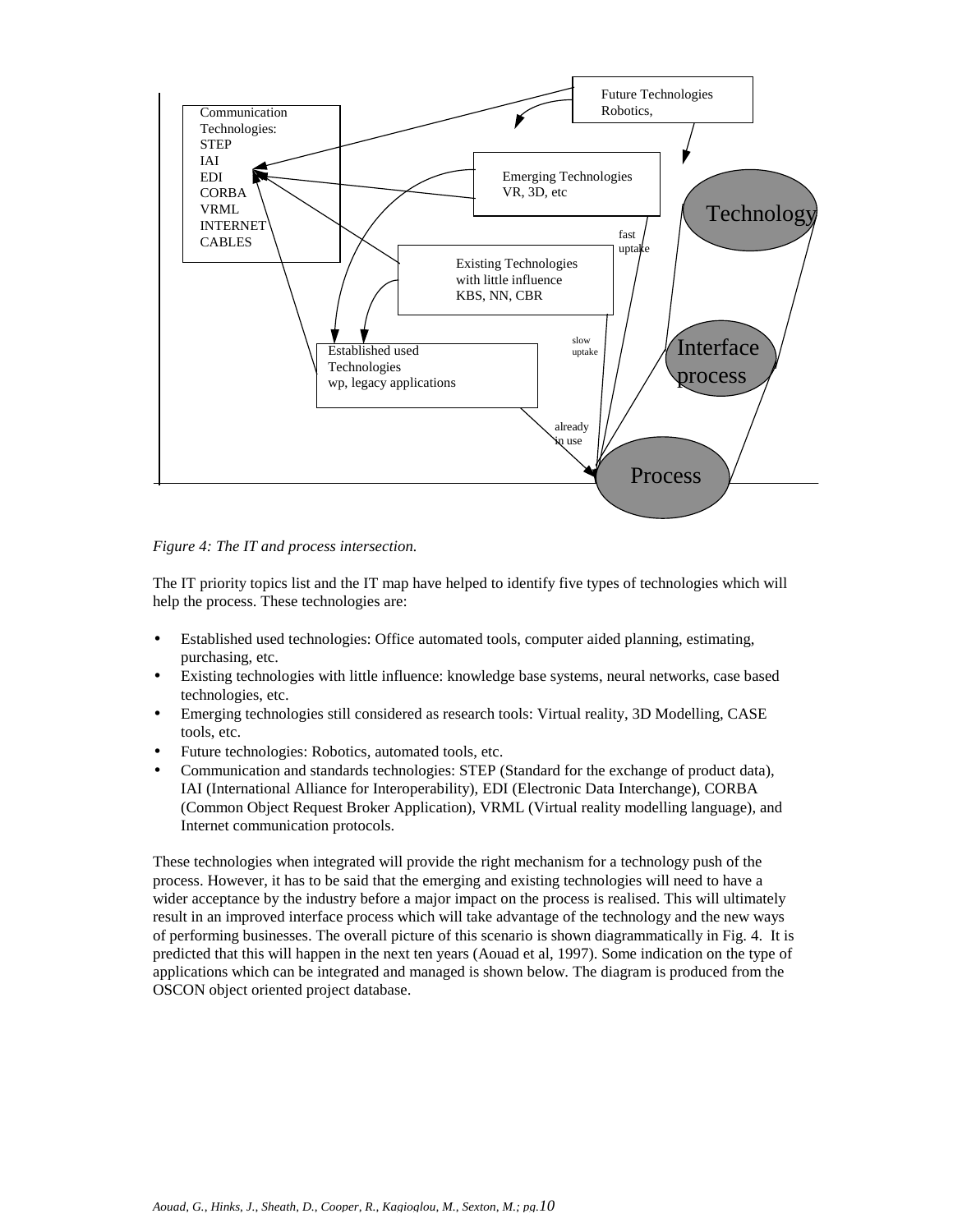Figure 4: The IT and process intersection.

The IT priority topics list and the IT map have helped to identify five types of technologies which will help the process. These technologies are:

- Established used technologies: Office automated tools, computer aided planning, estimating, purchasing, etc.
- Existing technologies with little influence: knowledge base systems, neural networks, case based technologies, etc.
- Emerging technologies still considered as research tools: Virtual reality, 3D Modelling, CASE tools, etc.
- Future technologies: Robotics, automated tools, etc.
- Communication and standards technologies: STEP (Standard for the exchange of product data), IAI (International Alliance for Interoperability), EDI (Electronic Data Interchange), CORBA (Common Object Request Broker Application), VRML (Virtual reality modelling language), and Internet communication protocols.

These technologies when integrated will provide the right mechanism for a technology push of the process. However, it has to be said that the emerging and existing technologies will need to have a wider acceptance by the industry before a major impact on the process is realised. This will ultimately result in an improved interface process which will take advantage of the technology and the new ways of performing businesses. The overall picture of this scenario is shown diagrammatically in Fig. 4. It is predicted that this will happen in the next ten years (Aouad et al, 1997). Some indication on the type of applications which can be integrated and managed is shown below. The diagram is produced from the OSCON object oriented project database.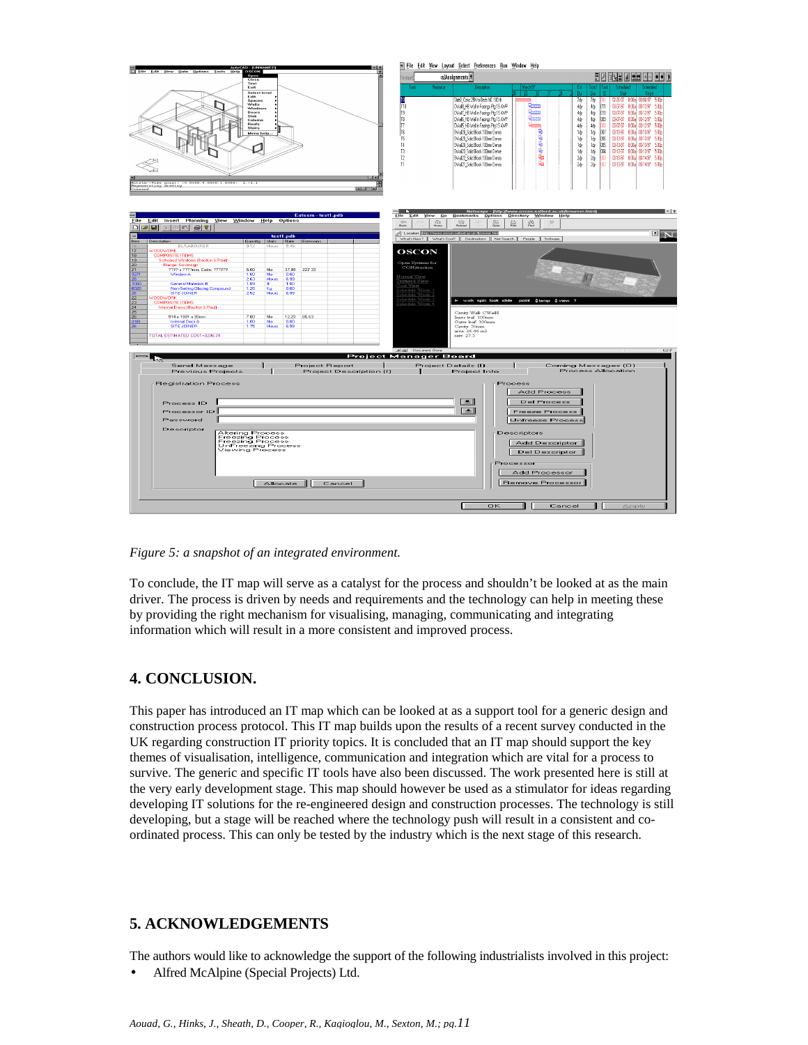*Figure 5: a snapshot of an integrated environment.*

To conclude, the IT map will serve as a catalyst for the process and shouldn't be looked at as the main driver. The process is driven by needs and requirements and the technology can help in meeting these by providing the right mechanism for visualising, managing, communicating and integrating information which will result in a more consistent and improved process.

## 4. CONCLUSION.

This paper has introduced an IT map which can be looked at as a support tool for a generic design and construction process protocol. This IT map builds upon the results of a recent survey conducted in the UK regarding construction IT priority topics. It is concluded that an IT map should support the key themes of visualisation, intelligence, communication and integration which are vital for a process to survive. The generic and specific IT tools have also been discussed. The work presented here is still at the very early development stage. This map should however be used as a stimulator for ideas regarding developing IT solutions for the re-engineered design and construction processes. The technology is still developing, but a stage will be reached where the technology push will result in a consistent and co-ordinated process. This can only be tested by the industry which is the next stage of this research.

## 5. ACKNOWLEDGEMENTS

The authors would like to acknowledge the support of the following industrialists involved in this project:

- Alfred McAlpine (Special Projects) Ltd.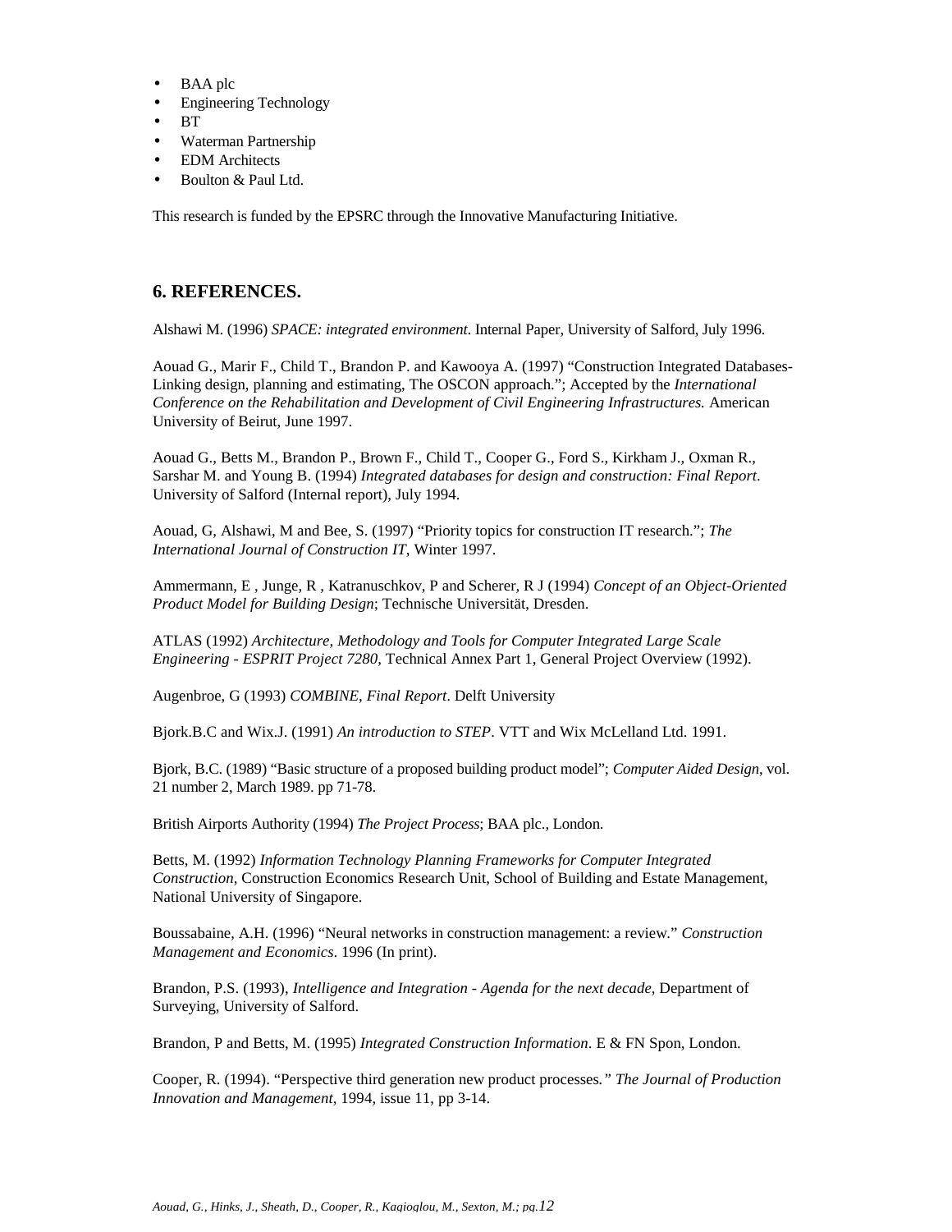- BAA plc
- Engineering Technology
- BT
- Waterman Partnership
- EDM Architects
- Boulton & Paul Ltd.

This research is funded by the EPSRC through the Innovative Manufacturing Initiative.

## 6. REFERENCES.

Alshawi M. (1996) *SPACE: integrated environment*. Internal Paper, University of Salford, July 1996.

Aouad G., Marir F., Child T., Brandon P. and Kawooya A. (1997) "Construction Integrated Databases- Linking design, planning and estimating, The OSCON approach."; Accepted by the *International Conference on the Rehabilitation and Development of Civil Engineering Infrastructures.* American University of Beirut, June 1997.

Aouad G., Betts M., Brandon P., Brown F., Child T., Cooper G., Ford S., Kirkham J., Oxman R., Sarshar M. and Young B. (1994) *Integrated databases for design and construction: Final Report*. University of Salford (Internal report), July 1994.

Aouad, G, Alshawi, M and Bee, S. (1997) "Priority topics for construction IT research."; *The International Journal of Construction IT*, Winter 1997.

Ammermann, E , Junge, R , Katranuschkov, P and Scherer, R J (1994) *Concept of an Object-Oriented Product Model for Building Design*; Technische Universität, Dresden.

ATLAS (1992) *Architecture, Methodology and Tools for Computer Integrated Large Scale Engineering - ESPRIT Project 7280,* Technical Annex Part 1, General Project Overview (1992).

Augenbroe, G (1993) *COMBINE, Final Report*. Delft University

Bjork.B.C and Wix.J. (1991) *An introduction to STEP*. VTT and Wix McLelland Ltd. 1991.

Bjork, B.C. (1989) "Basic structure of a proposed building product model"; *Computer Aided Design*, vol. 21 number 2, March 1989. pp 71-78.

British Airports Authority (1994) *The Project Process*; BAA plc., London.

Betts, M. (1992) *Information Technology Planning Frameworks for Computer Integrated Construction,* Construction Economics Research Unit, School of Building and Estate Management, National University of Singapore.

Boussabaine, A.H. (1996) "Neural networks in construction management: a review." *Construction Management and Economics*. 1996 (In print).

Brandon, P.S. (1993), *Intelligence and Integration - Agenda for the next decade*, Department of Surveying, University of Salford.

Brandon, P and Betts, M. (1995) *Integrated Construction Information*. E & FN Spon, London.

Cooper, R. (1994). "Perspective third generation new product processes*." The Journal of Production Innovation and Management*, 1994, issue 11, pp 3-14.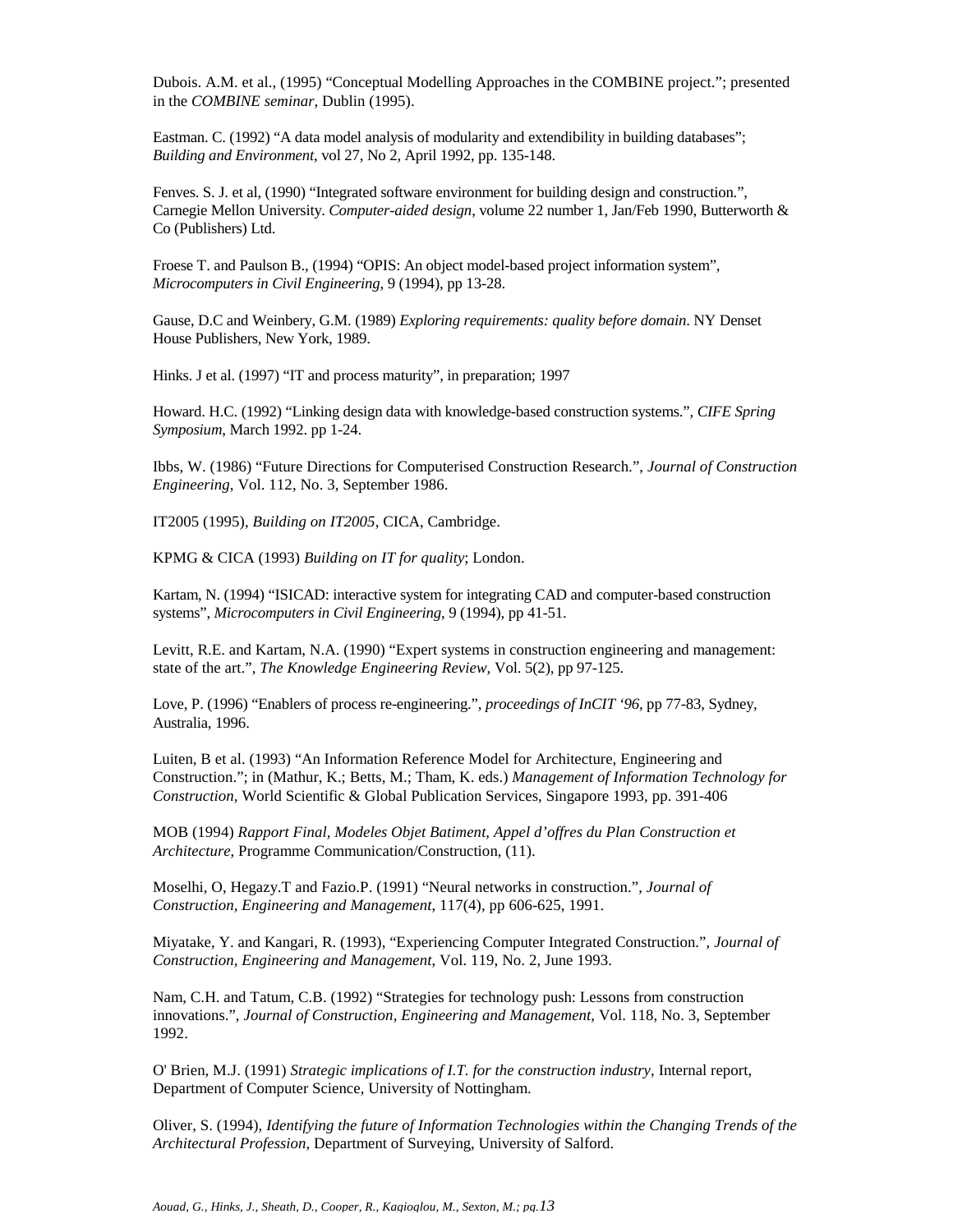Dubois. A.M. et al., (1995) "Conceptual Modelling Approaches in the COMBINE project."; presented in the *COMBINE seminar*, Dublin (1995).

Eastman. C. (1992) "A data model analysis of modularity and extendibility in building databases"; *Building and Environment*, vol 27, No 2, April 1992, pp. 135-148.

Fenves. S. J. et al, (1990) "Integrated software environment for building design and construction.", Carnegie Mellon University. *Computer-aided design*, volume 22 number 1, Jan/Feb 1990, Butterworth & Co (Publishers) Ltd.

Froese T. and Paulson B., (1994) "OPIS: An object model-based project information system", *Microcomputers in Civil Engineering*, 9 (1994), pp 13-28.

Gause, D.C and Weinbery, G.M. (1989) *Exploring requirements: quality before domain*. NY Denset House Publishers, New York, 1989.

Hinks. J et al. (1997) "IT and process maturity", in preparation; 1997

Howard. H.C. (1992) "Linking design data with knowledge-based construction systems.", *CIFE Spring Symposium*, March 1992. pp 1-24.

Ibbs, W. (1986) "Future Directions for Computerised Construction Research.", *Journal of Construction Engineering*, Vol. 112, No. 3, September 1986.

IT2005 (1995), *Building on IT2005*, CICA, Cambridge.

KPMG & CICA (1993) *Building on IT for quality*; London.

Kartam, N. (1994) "ISICAD: interactive system for integrating CAD and computer-based construction systems", *Microcomputers in Civil Engineering*, 9 (1994), pp 41-51.

Levitt, R.E. and Kartam, N.A. (1990) "Expert systems in construction engineering and management: state of the art.", *The Knowledge Engineering Review,* Vol. 5(2), pp 97-125.

Love, P. (1996) "Enablers of process re-engineering.", *proceedings of InCIT '96*, pp 77-83, Sydney, Australia, 1996.

Luiten, B et al. (1993) "An Information Reference Model for Architecture, Engineering and Construction."; in (Mathur, K.; Betts, M.; Tham, K. eds.) *Management of Information Technology for Construction*, World Scientific & Global Publication Services, Singapore 1993, pp. 391-406

MOB (1994) *Rapport Final, Modeles Objet Batiment, Appel d'offres du Plan Construction et Architecture*, Programme Communication/Construction, (11).

Moselhi, O, Hegazy.T and Fazio.P. (1991) "Neural networks in construction.", *Journal of Construction, Engineering and Management*, 117(4), pp 606-625, 1991.

Miyatake, Y. and Kangari, R. (1993), "Experiencing Computer Integrated Construction.", *Journal of Construction, Engineering and Management*, Vol. 119, No. 2, June 1993.

Nam, C.H. and Tatum, C.B. (1992) "Strategies for technology push: Lessons from construction innovations.", *Journal of Construction, Engineering and Management*, Vol. 118, No. 3, September 1992.

O' Brien, M.J. (1991) *Strategic implications of I.T. for the construction industry*, Internal report, Department of Computer Science, University of Nottingham.

Oliver, S. (1994), *Identifying the future of Information Technologies within the Changing Trends of the Architectural Profession*, Department of Surveying, University of Salford.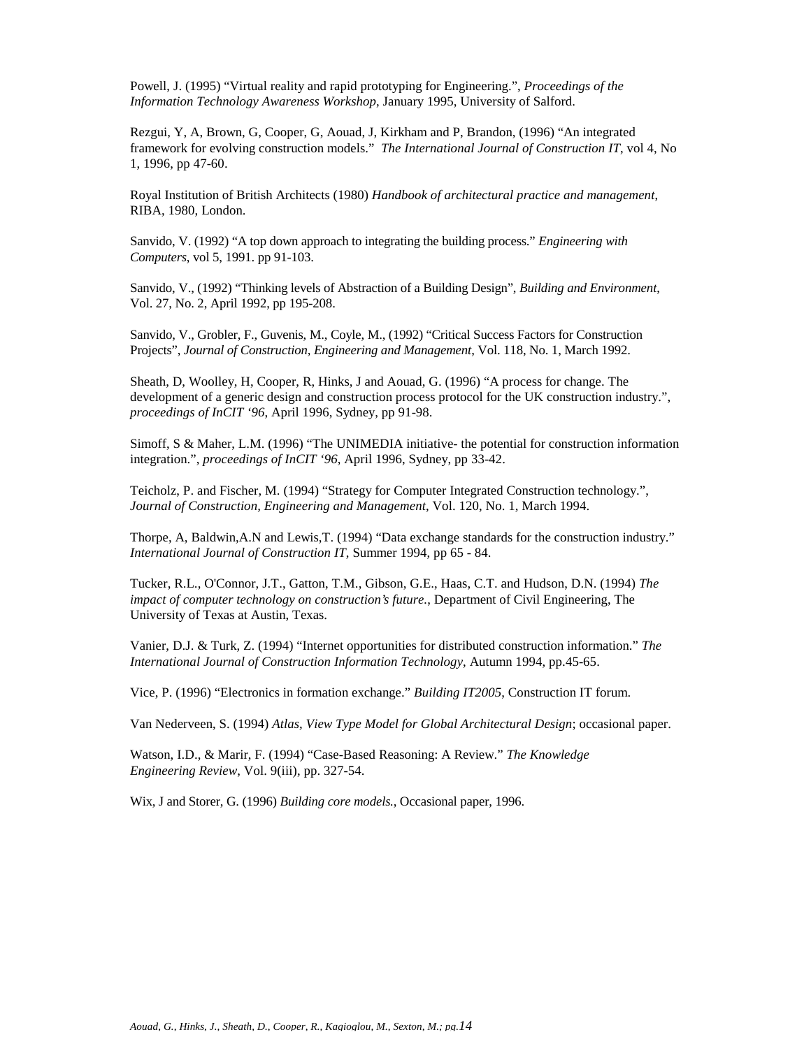Powell, J. (1995) "Virtual reality and rapid prototyping for Engineering.", *Proceedings of the Information Technology Awareness Workshop*, January 1995, University of Salford.

Rezgui, Y, A, Brown, G, Cooper, G, Aouad, J, Kirkham and P, Brandon, (1996) "An integrated framework for evolving construction models." *The International Journal of Construction IT*, vol 4, No 1, 1996, pp 47-60.

Royal Institution of British Architects (1980) *Handbook of architectural practice and management*, RIBA, 1980, London.

Sanvido, V. (1992) "A top down approach to integrating the building process." *Engineering with Computers*, vol 5, 1991. pp 91-103.

Sanvido, V., (1992) "Thinking levels of Abstraction of a Building Design", *Building and Environment*, Vol. 27, No. 2, April 1992, pp 195-208.

Sanvido, V., Grobler, F., Guvenis, M., Coyle, M., (1992) "Critical Success Factors for Construction Projects", *Journal of Construction, Engineering and Management*, Vol. 118, No. 1, March 1992.

Sheath, D, Woolley, H, Cooper, R, Hinks, J and Aouad, G. (1996) "A process for change. The development of a generic design and construction process protocol for the UK construction industry.", *proceedings of InCIT '96*, April 1996, Sydney, pp 91-98.

Simoff, S & Maher, L.M. (1996) "The UNIMEDIA initiative- the potential for construction information integration.", *proceedings of InCIT '96*, April 1996, Sydney, pp 33-42.

Teicholz, P. and Fischer, M. (1994) "Strategy for Computer Integrated Construction technology.", *Journal of Construction, Engineering and Management*, Vol. 120, No. 1, March 1994.

Thorpe, A, Baldwin,A.N and Lewis,T. (1994) "Data exchange standards for the construction industry." *International Journal of Construction IT*, Summer 1994, pp 65 - 84.

Tucker, R.L., O'Connor, J.T., Gatton, T.M., Gibson, G.E., Haas, C.T. and Hudson, D.N. (1994) *The impact of computer technology on construction's future.*, Department of Civil Engineering, The University of Texas at Austin, Texas.

Vanier, D.J. & Turk, Z. (1994) "Internet opportunities for distributed construction information." *The International Journal of Construction Information Technology*, Autumn 1994, pp.45-65.

Vice, P. (1996) "Electronics in formation exchange." *Building IT2005*, Construction IT forum.

Van Nederveen, S. (1994) *Atlas, View Type Model for Global Architectural Design*; occasional paper.

Watson, I.D., & Marir, F. (1994) "Case-Based Reasoning: A Review." *The Knowledge Engineering Review*, Vol. 9(iii), pp. 327-54.

Wix, J and Storer, G. (1996) *Building core models.*, Occasional paper, 1996.